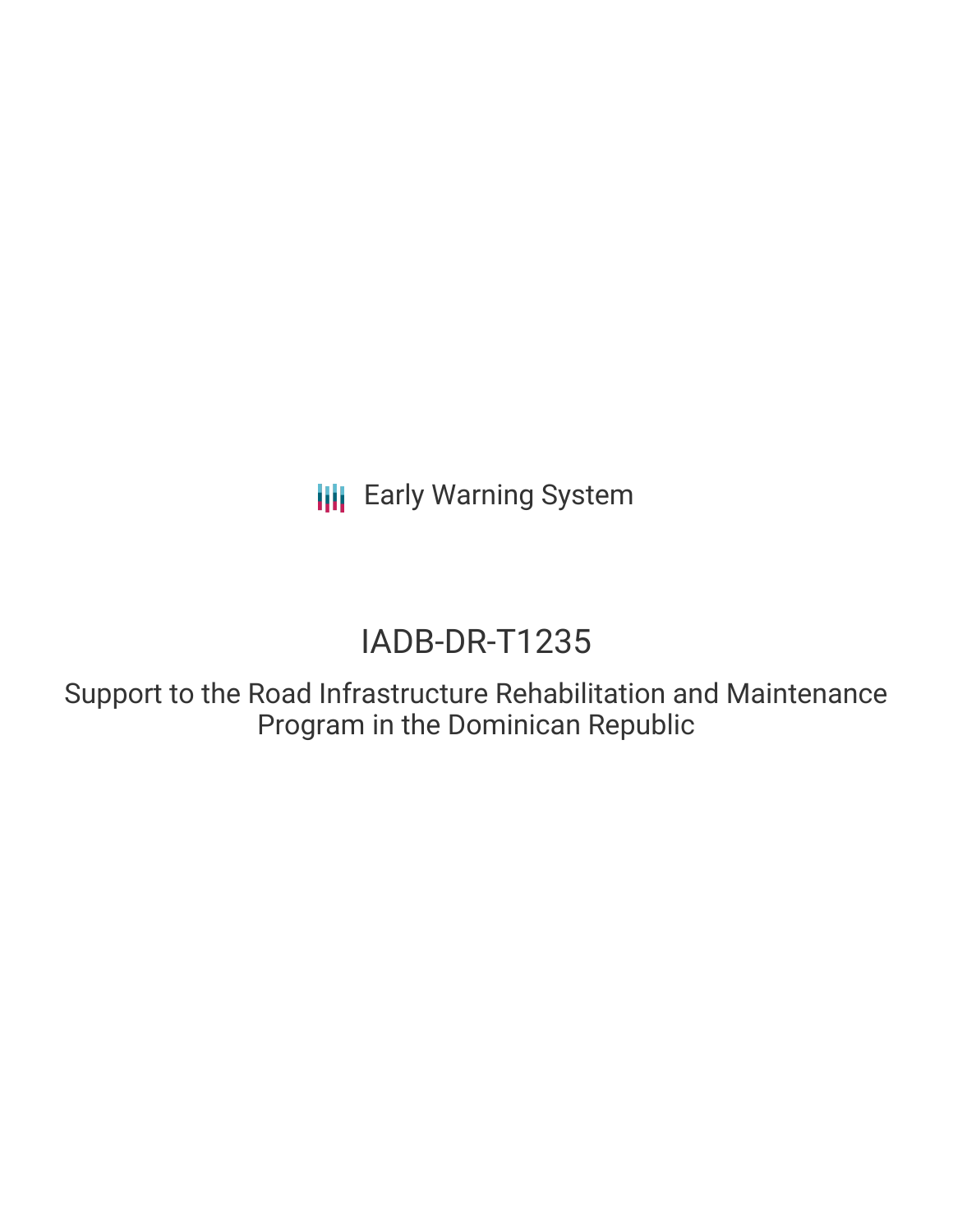Early Warning System

# IADB-DR-T1235

## Support to the Road Infrastructure Rehabilitation and Maintenance Program in the Dominican Republic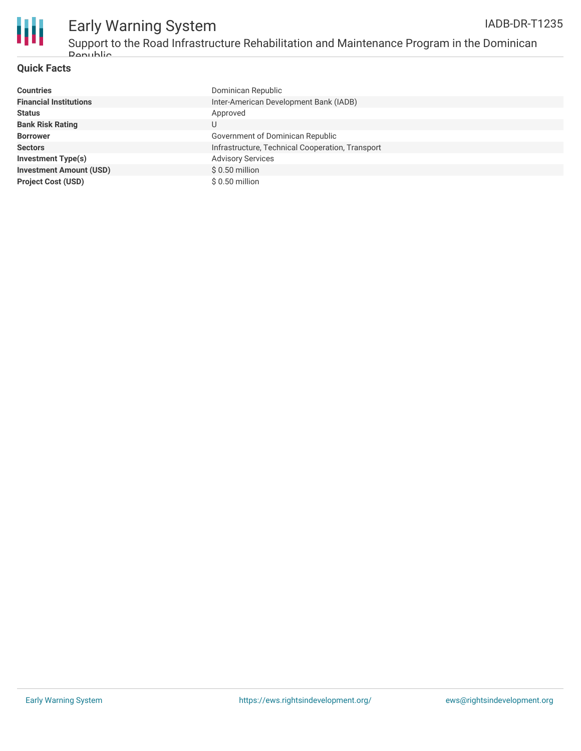# Early Warning System

IADB-DR-T1235

## Support to the Road Infrastructure Rehabilitation and Maintenance Program in the Dominican Republic

### Quick Facts

| | |
|---|---|
| **Countries** | Dominican Republic |
| **Financial Institutions** | Inter-American Development Bank (IADB) |
| **Status** | Approved |
| **Bank Risk Rating** | U |
| **Borrower** | Government of Dominican Republic |
| **Sectors** | Infrastructure, Technical Cooperation, Transport |
| **Investment Type(s)** | Advisory Services |
| **Investment Amount (USD)** | $ 0.50 million |
| **Project Cost (USD)** | $ 0.50 million |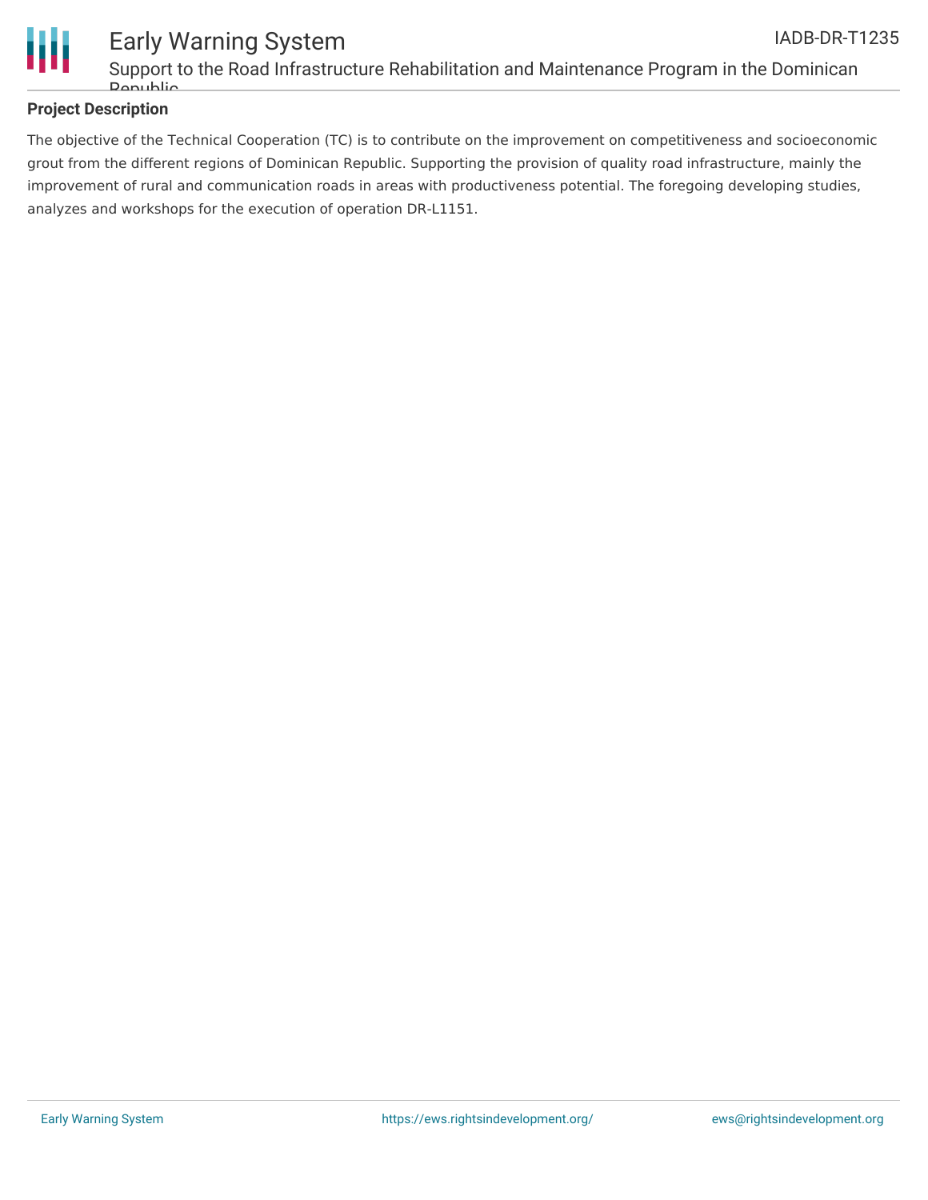## Project Description

The objective of the Technical Cooperation (TC) is to contribute on the improvement on competitiveness and socioeconomic grout from the different regions of Dominican Republic. Supporting the provision of quality road infrastructure, mainly the improvement of rural and communication roads in areas with productiveness potential. The foregoing developing studies, analyzes and workshops for the execution of operation DR-L1151.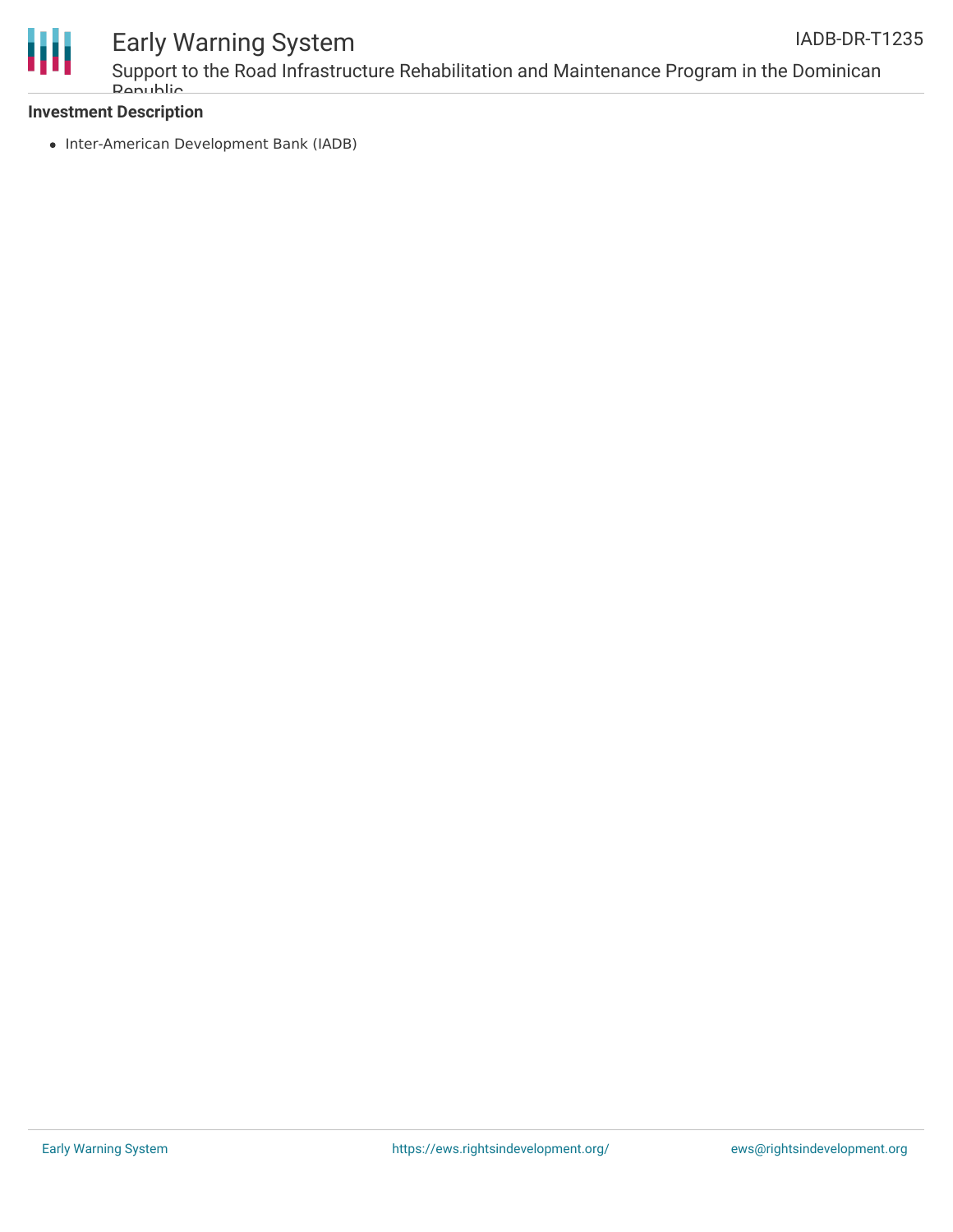**Investment Description**

- Inter-American Development Bank (IADB)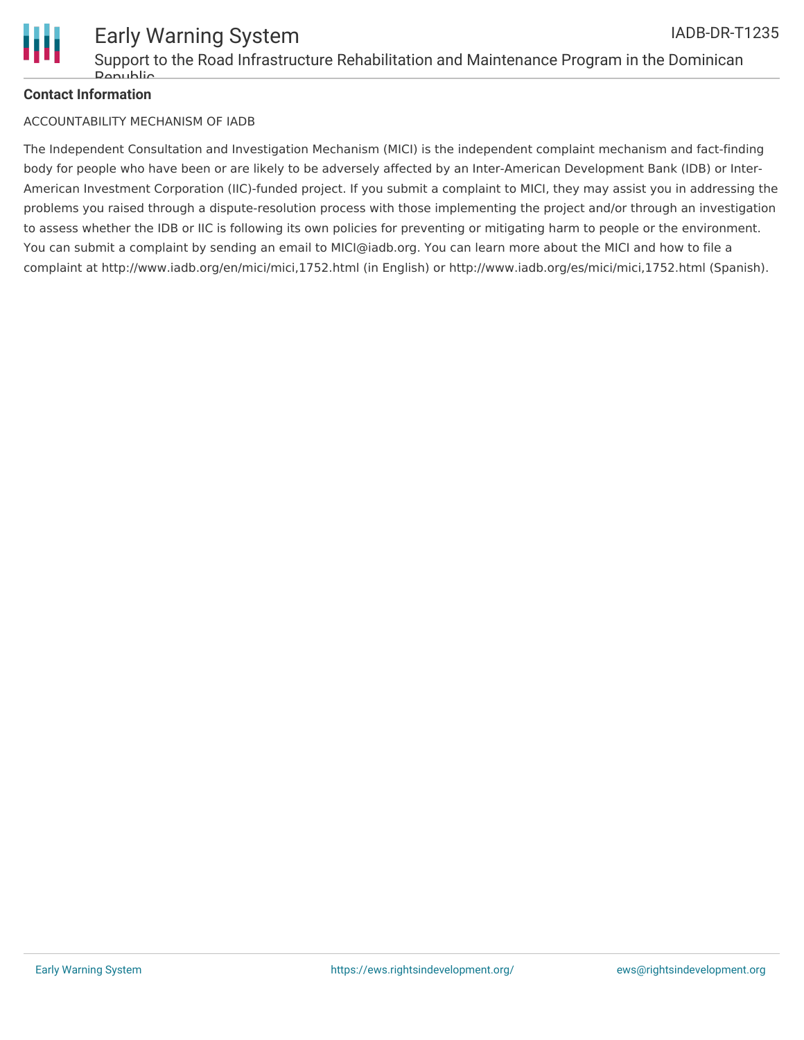**Contact Information**

ACCOUNTABILITY MECHANISM OF IADB

The Independent Consultation and Investigation Mechanism (MICI) is the independent complaint mechanism and fact-finding body for people who have been or are likely to be adversely affected by an Inter-American Development Bank (IDB) or Inter-American Investment Corporation (IIC)-funded project. If you submit a complaint to MICI, they may assist you in addressing the problems you raised through a dispute-resolution process with those implementing the project and/or through an investigation to assess whether the IDB or IIC is following its own policies for preventing or mitigating harm to people or the environment. You can submit a complaint by sending an email to MICI@iadb.org. You can learn more about the MICI and how to file a complaint at http://www.iadb.org/en/mici/mici,1752.html (in English) or http://www.iadb.org/es/mici/mici,1752.html (Spanish).